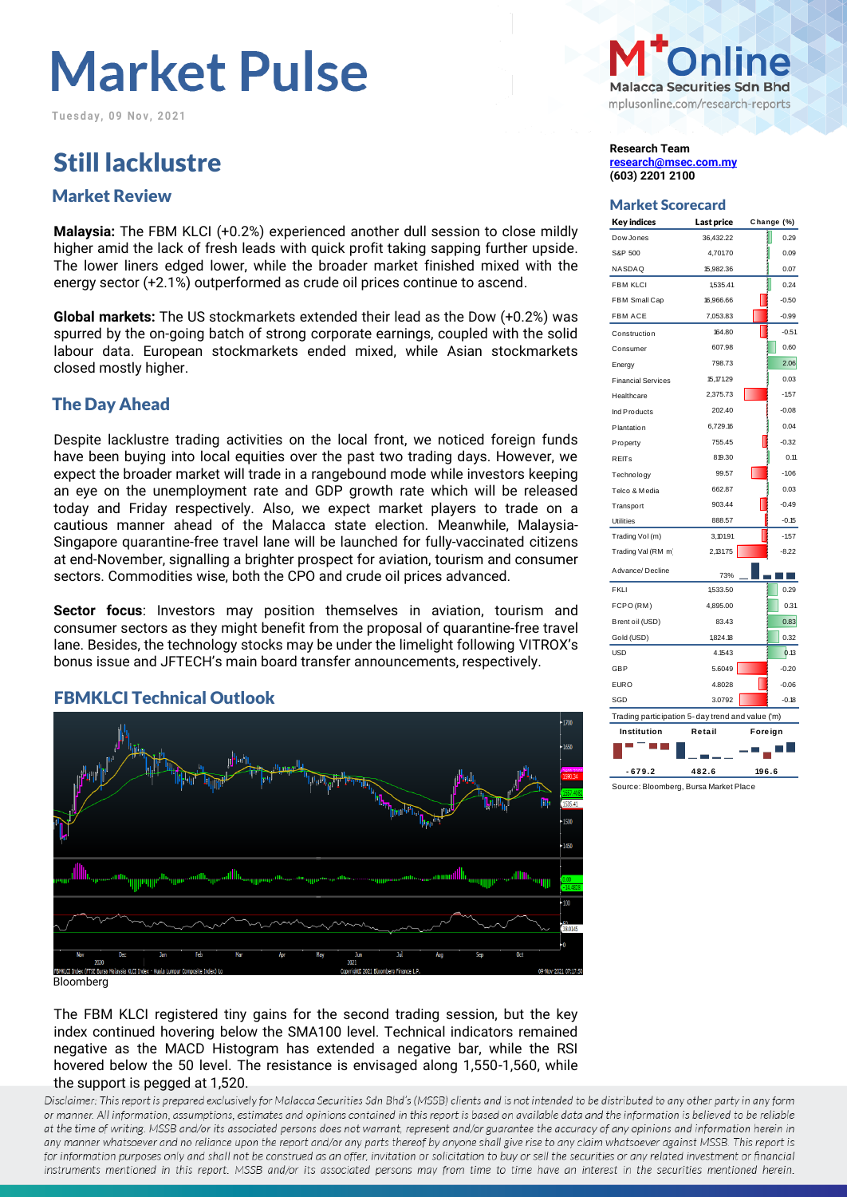# Market Pulse

Tuesday, 09 Nov, 2021

M+Online
Malacca Securities Sdn Bhd
mplusonline.com/research-reports

**Research Team**
**research@msec.com.my**
**(603) 2201 2100**

## Still lacklustre

### Market Review

**Malaysia:** The FBM KLCI (+0.2%) experienced another dull session to close mildly higher amid the lack of fresh leads with quick profit taking sapping further upside. The lower liners edged lower, while the broader market finished mixed with the energy sector (+2.1%) outperformed as crude oil prices continue to ascend.

**Global markets:** The US stockmarkets extended their lead as the Dow (+0.2%) was spurred by the on-going batch of strong corporate earnings, coupled with the solid labour data. European stockmarkets ended mixed, while Asian stockmarkets closed mostly higher.

### The Day Ahead

Despite lacklustre trading activities on the local front, we noticed foreign funds have been buying into local equities over the past two trading days. However, we expect the broader market will trade in a rangebound mode while investors keeping an eye on the unemployment rate and GDP growth rate which will be released today and Friday respectively. Also, we expect market players to trade on a cautious manner ahead of the Malacca state election. Meanwhile, Malaysia-Singapore quarantine-free travel lane will be launched for fully-vaccinated citizens at end-November, signalling a brighter prospect for aviation, tourism and consumer sectors. Commodities wise, both the CPO and crude oil prices advanced.

**Sector focus**: Investors may position themselves in aviation, tourism and consumer sectors as they might benefit from the proposal of quarantine-free travel lane. Besides, the technology stocks may be under the limelight following VITROX's bonus issue and JFTECH's main board transfer announcements, respectively.

### FBMKLCI Technical Outlook

Bloomberg

The FBM KLCI registered tiny gains for the second trading session, but the key index continued hovering below the SMA100 level. Technical indicators remained negative as the MACD Histogram has extended a negative bar, while the RSI hovered below the 50 level. The resistance is envisaged along 1,550-1,560, while the support is pegged at 1,520.

### Market Scorecard

| Key indices | Last price | Change (%) |
|---|---|---|
| Dow Jones | 36,432.22 | 0.29 |
| S&P 500 | 4,701.70 | 0.09 |
| NASDAQ | 15,982.36 | 0.07 |
| FBM KLCI | 1,535.41 | 0.24 |
| FBM Small Cap | 16,966.66 | -0.50 |
| FBM ACE | 7,053.83 | -0.99 |
| Construction | 164.80 | -0.51 |
| Consumer | 607.98 | 0.60 |
| Energy | 798.73 | 2.06 |
| Financial Services | 15,171.29 | 0.03 |
| Healthcare | 2,375.73 | -1.57 |
| Ind Products | 202.40 | -0.08 |
| Plantation | 6,729.16 | 0.04 |
| Property | 755.45 | -0.32 |
| REITs | 819.30 | 0.11 |
| Technology | 99.57 | -1.06 |
| Telco & Media | 662.87 | 0.03 |
| Transport | 903.44 | -0.49 |
| Utilities | 888.57 | -0.15 |
| Trading Vol (m) | 3,101.91 | -1.57 |
| Trading Val (RM m) | 2,131.75 | -8.22 |
| Advance/ Decline | 73% | |
| FKLI | 1,533.50 | 0.29 |
| FCPO (RM) | 4,895.00 | 0.31 |
| Brent oil (USD) | 83.43 | 0.83 |
| Gold (USD) | 1,824.18 | 0.32 |
| USD | 4.1543 | 0.13 |
| GBP | 5.6049 | -0.20 |
| EURO | 4.8028 | -0.06 |
| SGD | 3.0792 | -0.18 |

Trading participation 5-day trend and value ('m)

| Institution | Retail | Foreign |
|---|---|---|
| -679.2 | 482.6 | 196.6 |

Source: Bloomberg, Bursa Market Place

*Disclaimer: This report is prepared exclusively for Malacca Securities Sdn Bhd's (MSSB) clients and is not intended to be distributed to any other party in any form or manner. All information, assumptions, estimates and opinions contained in this report is based on available data and the information is believed to be reliable at the time of writing. MSSB and/or its associated persons does not warrant, represent and/or guarantee the accuracy of any opinions and information herein in any manner whatsoever and no reliance upon the report and/or any parts thereof by anyone shall give rise to any claim whatsoever against MSSB. This report is for information purposes only and shall not be construed as an offer, invitation or solicitation to buy or sell the securities or any related investment or financial instruments mentioned in this report. MSSB and/or its associated persons may from time to time have an interest in the securities mentioned herein.*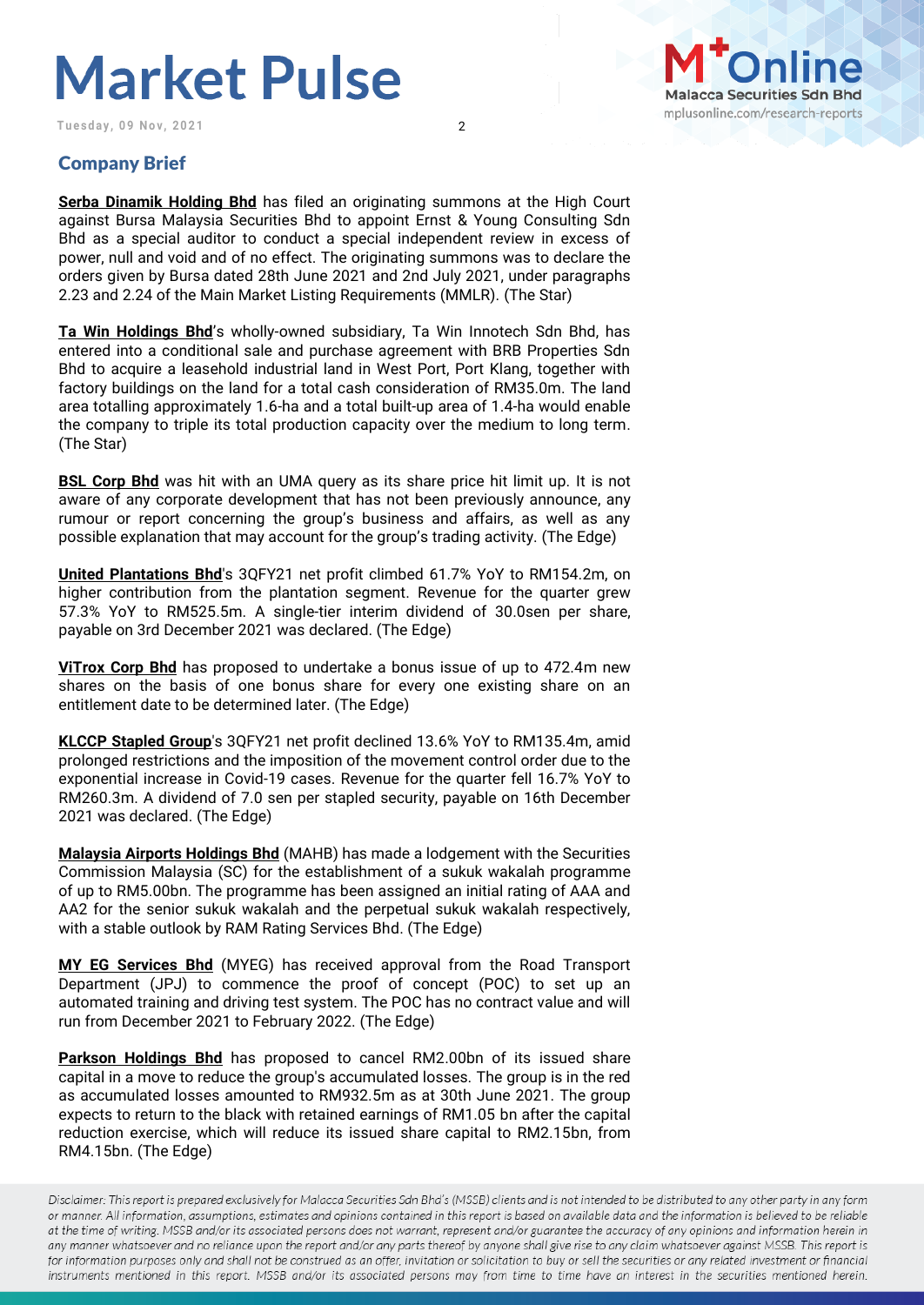## Company Brief

**Serba Dinamik Holding Bhd** has filed an originating summons at the High Court against Bursa Malaysia Securities Bhd to appoint Ernst & Young Consulting Sdn Bhd as a special auditor to conduct a special independent review in excess of power, null and void and of no effect. The originating summons was to declare the orders given by Bursa dated 28th June 2021 and 2nd July 2021, under paragraphs 2.23 and 2.24 of the Main Market Listing Requirements (MMLR). (The Star)

**Ta Win Holdings Bhd**'s wholly-owned subsidiary, Ta Win Innotech Sdn Bhd, has entered into a conditional sale and purchase agreement with BRB Properties Sdn Bhd to acquire a leasehold industrial land in West Port, Port Klang, together with factory buildings on the land for a total cash consideration of RM35.0m. The land area totalling approximately 1.6-ha and a total built-up area of 1.4-ha would enable the company to triple its total production capacity over the medium to long term. (The Star)

**BSL Corp Bhd** was hit with an UMA query as its share price hit limit up. It is not aware of any corporate development that has not been previously announce, any rumour or report concerning the group's business and affairs, as well as any possible explanation that may account for the group's trading activity. (The Edge)

**United Plantations Bhd**'s 3QFY21 net profit climbed 61.7% YoY to RM154.2m, on higher contribution from the plantation segment. Revenue for the quarter grew 57.3% YoY to RM525.5m. A single-tier interim dividend of 30.0sen per share, payable on 3rd December 2021 was declared. (The Edge)

**ViTrox Corp Bhd** has proposed to undertake a bonus issue of up to 472.4m new shares on the basis of one bonus share for every one existing share on an entitlement date to be determined later. (The Edge)

**KLCCP Stapled Group**'s 3QFY21 net profit declined 13.6% YoY to RM135.4m, amid prolonged restrictions and the imposition of the movement control order due to the exponential increase in Covid-19 cases. Revenue for the quarter fell 16.7% YoY to RM260.3m. A dividend of 7.0 sen per stapled security, payable on 16th December 2021 was declared. (The Edge)

**Malaysia Airports Holdings Bhd** (MAHB) has made a lodgement with the Securities Commission Malaysia (SC) for the establishment of a sukuk wakalah programme of up to RM5.00bn. The programme has been assigned an initial rating of AAA and AA2 for the senior sukuk wakalah and the perpetual sukuk wakalah respectively, with a stable outlook by RAM Rating Services Bhd. (The Edge)

**MY EG Services Bhd** (MYEG) has received approval from the Road Transport Department (JPJ) to commence the proof of concept (POC) to set up an automated training and driving test system. The POC has no contract value and will run from December 2021 to February 2022. (The Edge)

**Parkson Holdings Bhd** has proposed to cancel RM2.00bn of its issued share capital in a move to reduce the group's accumulated losses. The group is in the red as accumulated losses amounted to RM932.5m as at 30th June 2021. The group expects to return to the black with retained earnings of RM1.05 bn after the capital reduction exercise, which will reduce its issued share capital to RM2.15bn, from RM4.15bn. (The Edge)

*Disclaimer: This report is prepared exclusively for Malacca Securities Sdn Bhd's (MSSB) clients and is not intended to be distributed to any other party in any form or manner. All information, assumptions, estimates and opinions contained in this report is based on available data and the information is believed to be reliable at the time of writing. MSSB and/or its associated persons does not warrant, represent and/or guarantee the accuracy of any opinions and information herein in any manner whatsoever and no reliance upon the report and/or any parts thereof by anyone shall give rise to any claim whatsoever against MSSB. This report is for information purposes only and shall not be construed as an offer, invitation or solicitation to buy or sell the securities or any related investment or financial instruments mentioned in this report. MSSB and/or its associated persons may from time to time have an interest in the securities mentioned herein.*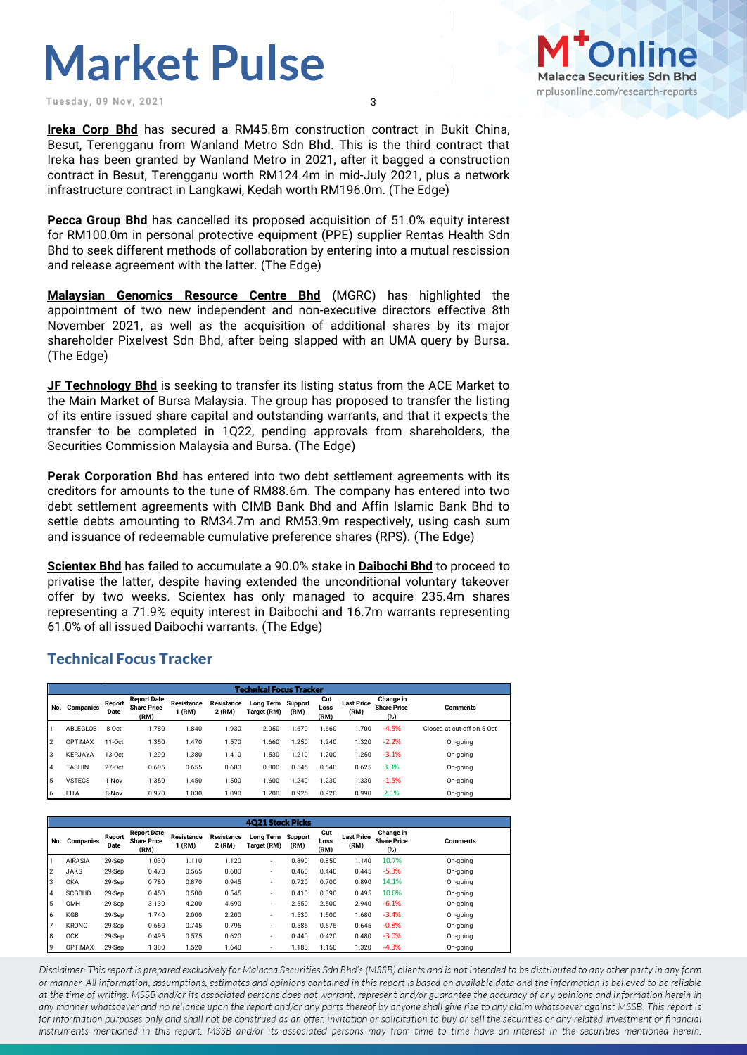**Ireka Corp Bhd** has secured a RM45.8m construction contract in Bukit China, Besut, Terengganu from Wanland Metro Sdn Bhd. This is the third contract that Ireka has been granted by Wanland Metro in 2021, after it bagged a construction contract in Besut, Terengganu worth RM124.4m in mid-July 2021, plus a network infrastructure contract in Langkawi, Kedah worth RM196.0m. (The Edge)

**Pecca Group Bhd** has cancelled its proposed acquisition of 51.0% equity interest for RM100.0m in personal protective equipment (PPE) supplier Rentas Health Sdn Bhd to seek different methods of collaboration by entering into a mutual rescission and release agreement with the latter. (The Edge)

**Malaysian Genomics Resource Centre Bhd** (MGRC) has highlighted the appointment of two new independent and non-executive directors effective 8th November 2021, as well as the acquisition of additional shares by its major shareholder Pixelvest Sdn Bhd, after being slapped with an UMA query by Bursa. (The Edge)

**JF Technology Bhd** is seeking to transfer its listing status from the ACE Market to the Main Market of Bursa Malaysia. The group has proposed to transfer the listing of its entire issued share capital and outstanding warrants, and that it expects the transfer to be completed in 1Q22, pending approvals from shareholders, the Securities Commission Malaysia and Bursa. (The Edge)

**Perak Corporation Bhd** has entered into two debt settlement agreements with its creditors for amounts to the tune of RM88.6m. The company has entered into two debt settlement agreements with CIMB Bank Bhd and Affin Islamic Bank Bhd to settle debts amounting to RM34.7m and RM53.9m respectively, using cash sum and issuance of redeemable cumulative preference shares (RPS). (The Edge)

**Scientex Bhd** has failed to accumulate a 90.0% stake in **Daibochi Bhd** to proceed to privatise the latter, despite having extended the unconditional voluntary takeover offer by two weeks. Scientex has only managed to acquire 235.4m shares representing a 71.9% equity interest in Daibochi and 16.7m warrants representing 61.0% of all issued Daibochi warrants. (The Edge)

## Technical Focus Tracker

**Technical Focus Tracker**

| No. | Companies | Report Date | Report Date Share Price (RM) | Resistance 1 (RM) | Resistance 2 (RM) | Long Term Target (RM) | Support (RM) | Cut Loss (RM) | Last Price (RM) | Change in Share Price (%) | Comments |
|---|---|---|---|---|---|---|---|---|---|---|---|
| 1 | ABLEGLOB | 8-Oct | 1.780 | 1.840 | 1.930 | 2.050 | 1.670 | 1.660 | 1.700 | -4.5% | Closed at cut-off on 5-Oct |
| 2 | OPTIMAX | 11-Oct | 1.350 | 1.470 | 1.570 | 1.660 | 1.250 | 1.240 | 1.320 | -2.2% | On-going |
| 3 | KERJAYA | 13-Oct | 1.290 | 1.380 | 1.410 | 1.530 | 1.210 | 1.200 | 1.250 | -3.1% | On-going |
| 4 | TASHIN | 27-Oct | 0.605 | 0.655 | 0.680 | 0.800 | 0.545 | 0.540 | 0.625 | 3.3% | On-going |
| 5 | VSTECS | 1-Nov | 1.350 | 1.450 | 1.500 | 1.600 | 1.240 | 1.230 | 1.330 | -1.5% | On-going |
| 6 | EITA | 8-Nov | 0.970 | 1.030 | 1.090 | 1.200 | 0.925 | 0.920 | 0.990 | 2.1% | On-going |

**4Q21 Stock Picks**

| No. | Companies | Report Date | Report Date Share Price (RM) | Resistance 1 (RM) | Resistance 2 (RM) | Long Term Target (RM) | Support (RM) | Cut Loss (RM) | Last Price (RM) | Change in Share Price (%) | Comments |
|---|---|---|---|---|---|---|---|---|---|---|---|
| 1 | AIRASIA | 29-Sep | 1.030 | 1.110 | 1.120 | - | 0.890 | 0.850 | 1.140 | 10.7% | On-going |
| 2 | JAKS | 29-Sep | 0.470 | 0.565 | 0.600 | - | 0.460 | 0.440 | 0.445 | -5.3% | On-going |
| 3 | OKA | 29-Sep | 0.780 | 0.870 | 0.945 | - | 0.720 | 0.700 | 0.890 | 14.1% | On-going |
| 4 | SCGBHD | 29-Sep | 0.450 | 0.500 | 0.545 | - | 0.410 | 0.390 | 0.495 | 10.0% | On-going |
| 5 | OMH | 29-Sep | 3.130 | 4.200 | 4.690 | - | 2.550 | 2.500 | 2.940 | -6.1% | On-going |
| 6 | KGB | 29-Sep | 1.740 | 2.000 | 2.200 | - | 1.530 | 1.500 | 1.680 | -3.4% | On-going |
| 7 | KRONO | 29-Sep | 0.650 | 0.745 | 0.795 | - | 0.585 | 0.575 | 0.645 | -0.8% | On-going |
| 8 | OCK | 29-Sep | 0.495 | 0.575 | 0.620 | - | 0.440 | 0.420 | 0.480 | -3.0% | On-going |
| 9 | OPTIMAX | 29-Sep | 1.380 | 1.520 | 1.640 | - | 1.180 | 1.150 | 1.320 | -4.3% | On-going |

*Disclaimer: This report is prepared exclusively for Malacca Securities Sdn Bhd's (MSSB) clients and is not intended to be distributed to any other party in any form or manner. All information, assumptions, estimates and opinions contained in this report is based on available data and the information is believed to be reliable at the time of writing. MSSB and/or its associated persons does not warrant, represent and/or guarantee the accuracy of any opinions and information herein in any manner whatsoever and no reliance upon the report and/or any parts thereof by anyone shall give rise to any claim whatsoever against MSSB. This report is for information purposes only and shall not be construed as an offer, invitation or solicitation to buy or sell the securities or any related investment or financial instruments mentioned in this report. MSSB and/or its associated persons may from time to time have an interest in the securities mentioned herein.*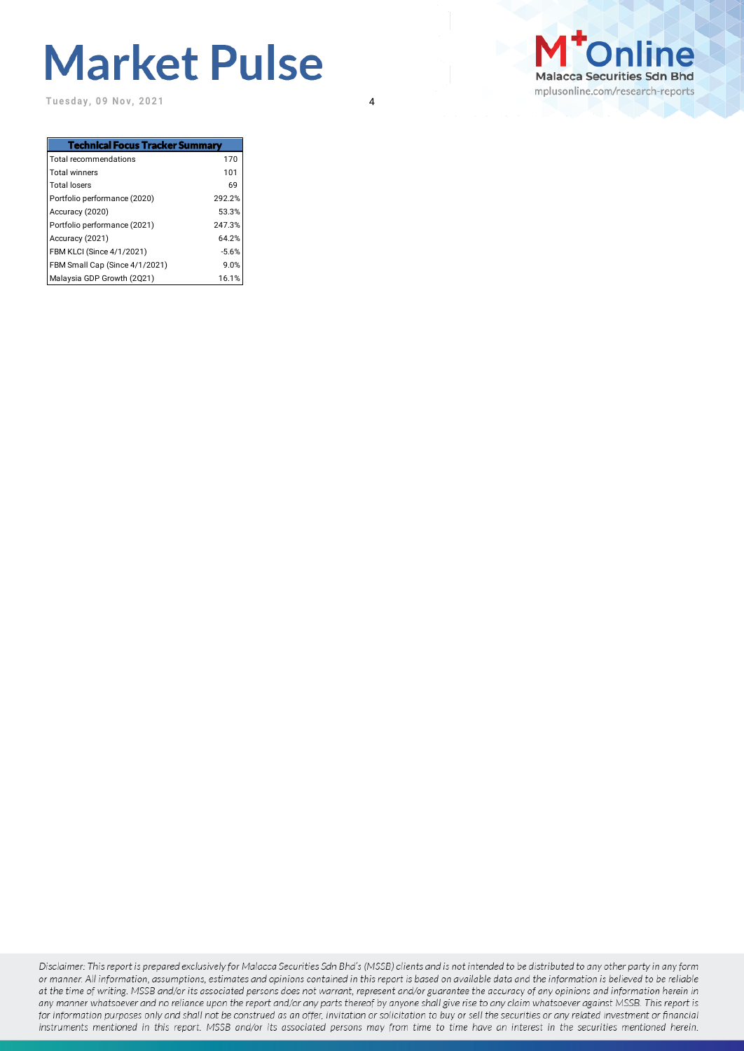| Technical Focus Tracker Summary | |
|---|---|
| Total recommendations | 170 |
| Total winners | 101 |
| Total losers | 69 |
| Portfolio performance (2020) | 292.2% |
| Accuracy (2020) | 53.3% |
| Portfolio performance (2021) | 247.3% |
| Accuracy (2021) | 64.2% |
| FBM KLCI (Since 4/1/2021) | -5.6% |
| FBM Small Cap (Since 4/1/2021) | 9.0% |
| Malaysia GDP Growth (2Q21) | 16.1% |

*Disclaimer: This report is prepared exclusively for Malacca Securities Sdn Bhd's (MSSB) clients and is not intended to be distributed to any other party in any form or manner. All information, assumptions, estimates and opinions contained in this report is based on available data and the information is believed to be reliable at the time of writing. MSSB and/or its associated persons does not warrant, represent and/or guarantee the accuracy of any opinions and information herein in any manner whatsoever and no reliance upon the report and/or any parts thereof by anyone shall give rise to any claim whatsoever against MSSB. This report is for information purposes only and shall not be construed as an offer, invitation or solicitation to buy or sell the securities or any related investment or financial instruments mentioned in this report. MSSB and/or its associated persons may from time to time have an interest in the securities mentioned herein.*